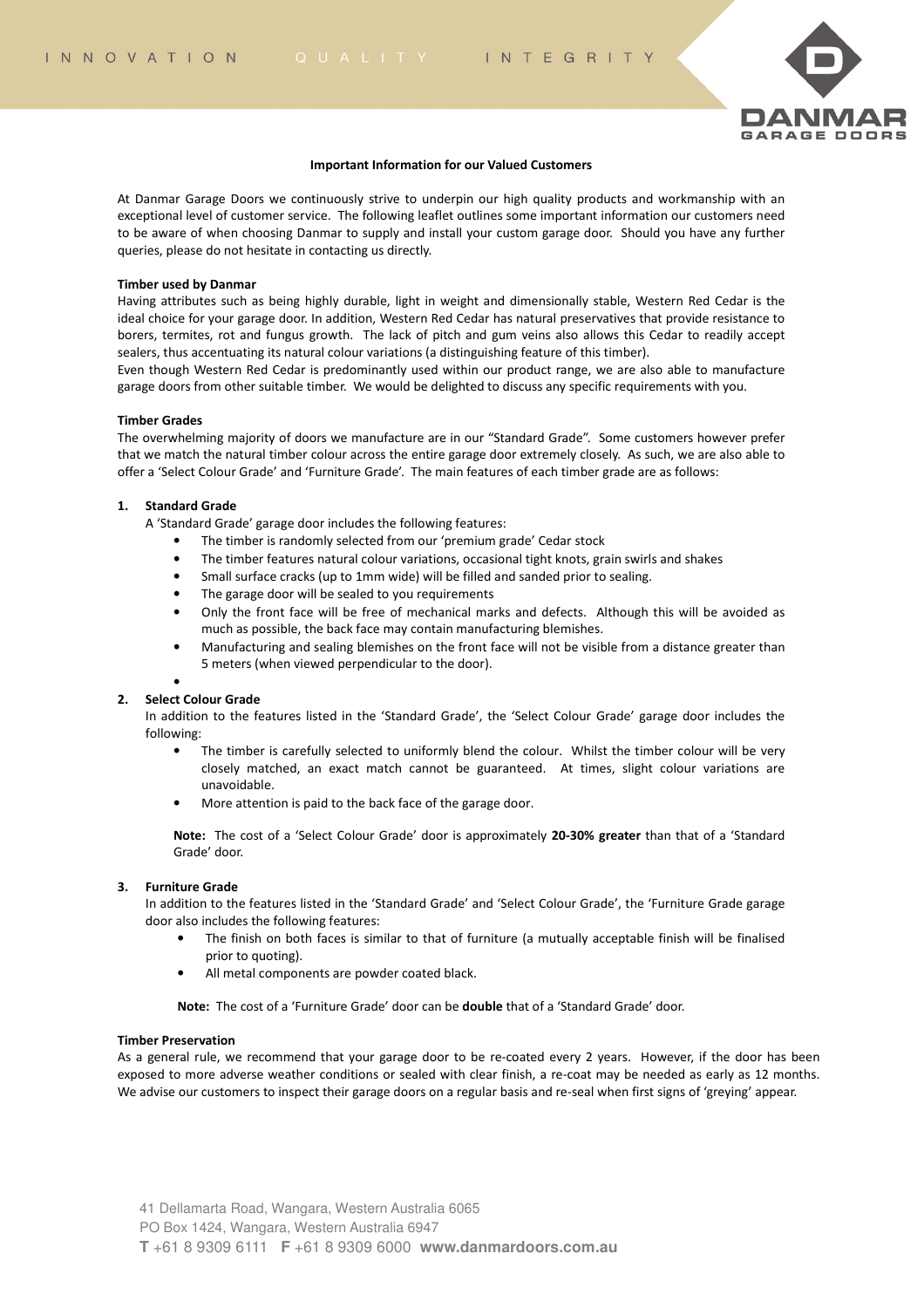INNOVATION QUALITY INTEGRITY

## Important Information for our Valued Customers

At Danmar Garage Doors we continuously strive to underpin our high quality products and workmanship with an exceptional level of customer service. The following leaflet outlines some important information our customers need to be aware of when choosing Danmar to supply and install your custom garage door. Should you have any further queries, please do not hesitate in contacting us directly.

### Timber used by Danmar

Having attributes such as being highly durable, light in weight and dimensionally stable, Western Red Cedar is the ideal choice for your garage door. In addition, Western Red Cedar has natural preservatives that provide resistance to borers, termites, rot and fungus growth. The lack of pitch and gum veins also allows this Cedar to readily accept sealers, thus accentuating its natural colour variations (a distinguishing feature of this timber).

Even though Western Red Cedar is predominantly used within our product range, we are also able to manufacture garage doors from other suitable timber. We would be delighted to discuss any specific requirements with you.

### Timber Grades

The overwhelming majority of doors we manufacture are in our "Standard Grade". Some customers however prefer that we match the natural timber colour across the entire garage door extremely closely. As such, we are also able to offer a 'Select Colour Grade' and 'Furniture Grade'. The main features of each timber grade are as follows:

1. **Standard Grade**

   A 'Standard Grade' garage door includes the following features:
   - The timber is randomly selected from our 'premium grade' Cedar stock
   - The timber features natural colour variations, occasional tight knots, grain swirls and shakes
   - Small surface cracks (up to 1mm wide) will be filled and sanded prior to sealing.
   - The garage door will be sealed to you requirements
   - Only the front face will be free of mechanical marks and defects. Although this will be avoided as much as possible, the back face may contain manufacturing blemishes.
   - Manufacturing and sealing blemishes on the front face will not be visible from a distance greater than 5 meters (when viewed perpendicular to the door).

2. **Select Colour Grade**

   In addition to the features listed in the 'Standard Grade', the 'Select Colour Grade' garage door includes the following:
   - The timber is carefully selected to uniformly blend the colour. Whilst the timber colour will be very closely matched, an exact match cannot be guaranteed. At times, slight colour variations are unavoidable.
   - More attention is paid to the back face of the garage door.

   **Note:** The cost of a 'Select Colour Grade' door is approximately **20-30% greater** than that of a 'Standard Grade' door.

3. **Furniture Grade**

   In addition to the features listed in the 'Standard Grade' and 'Select Colour Grade', the 'Furniture Grade garage door also includes the following features:
   - The finish on both faces is similar to that of furniture (a mutually acceptable finish will be finalised prior to quoting).
   - All metal components are powder coated black.

   **Note:** The cost of a 'Furniture Grade' door can be **double** that of a 'Standard Grade' door.

### Timber Preservation

As a general rule, we recommend that your garage door to be re-coated every 2 years. However, if the door has been exposed to more adverse weather conditions or sealed with clear finish, a re-coat may be needed as early as 12 months. We advise our customers to inspect their garage doors on a regular basis and re-seal when first signs of 'greying' appear.

41 Dellamarta Road, Wangara, Western Australia 6065
PO Box 1424, Wangara, Western Australia 6947
**T** +61 8 9309 6111 **F** +61 8 9309 6000 **www.danmardoors.com.au**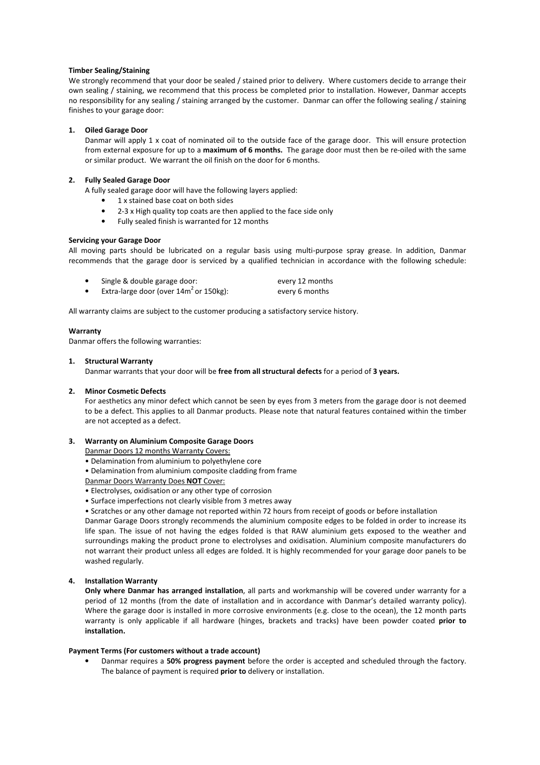**Timber Sealing/Staining**

We strongly recommend that your door be sealed / stained prior to delivery. Where customers decide to arrange their own sealing / staining, we recommend that this process be completed prior to installation. However, Danmar accepts no responsibility for any sealing / staining arranged by the customer. Danmar can offer the following sealing / staining finishes to your garage door:

1. **Oiled Garage Door**
   Danmar will apply 1 x coat of nominated oil to the outside face of the garage door. This will ensure protection from external exposure for up to a **maximum of 6 months.** The garage door must then be re-oiled with the same or similar product. We warrant the oil finish on the door for 6 months.

2. **Fully Sealed Garage Door**
   A fully sealed garage door will have the following layers applied:
   - 1 x stained base coat on both sides
   - 2-3 x High quality top coats are then applied to the face side only
   - Fully sealed finish is warranted for 12 months

**Servicing your Garage Door**

All moving parts should be lubricated on a regular basis using multi-purpose spray grease. In addition, Danmar recommends that the garage door is serviced by a qualified technician in accordance with the following schedule:

- Single & double garage door: every 12 months
- Extra-large door (over $14m^2$ or 150kg): every 6 months

All warranty claims are subject to the customer producing a satisfactory service history.

**Warranty**

Danmar offers the following warranties:

1. **Structural Warranty**
   Danmar warrants that your door will be **free from all structural defects** for a period of **3 years.**

2. **Minor Cosmetic Defects**
   For aesthetics any minor defect which cannot be seen by eyes from 3 meters from the garage door is not deemed to be a defect. This applies to all Danmar products. Please note that natural features contained within the timber are not accepted as a defect.

3. **Warranty on Aluminium Composite Garage Doors**
   Danmar Doors 12 months Warranty Covers:
   - Delamination from aluminium to polyethylene core
   - Delamination from aluminium composite cladding from frame

   Danmar Doors Warranty Does **NOT** Cover:
   - Electrolyses, oxidisation or any other type of corrosion
   - Surface imperfections not clearly visible from 3 metres away
   - Scratches or any other damage not reported within 72 hours from receipt of goods or before installation

   Danmar Garage Doors strongly recommends the aluminium composite edges to be folded in order to increase its life span. The issue of not having the edges folded is that RAW aluminium gets exposed to the weather and surroundings making the product prone to electrolyses and oxidisation. Aluminium composite manufacturers do not warrant their product unless all edges are folded. It is highly recommended for your garage door panels to be washed regularly.

4. **Installation Warranty**
   **Only where Danmar has arranged installation**, all parts and workmanship will be covered under warranty for a period of 12 months (from the date of installation and in accordance with Danmar's detailed warranty policy). Where the garage door is installed in more corrosive environments (e.g. close to the ocean), the 12 month parts warranty is only applicable if all hardware (hinges, brackets and tracks) have been powder coated **prior to installation.**

**Payment Terms (For customers without a trade account)**

- Danmar requires a **50% progress payment** before the order is accepted and scheduled through the factory. The balance of payment is required **prior to** delivery or installation.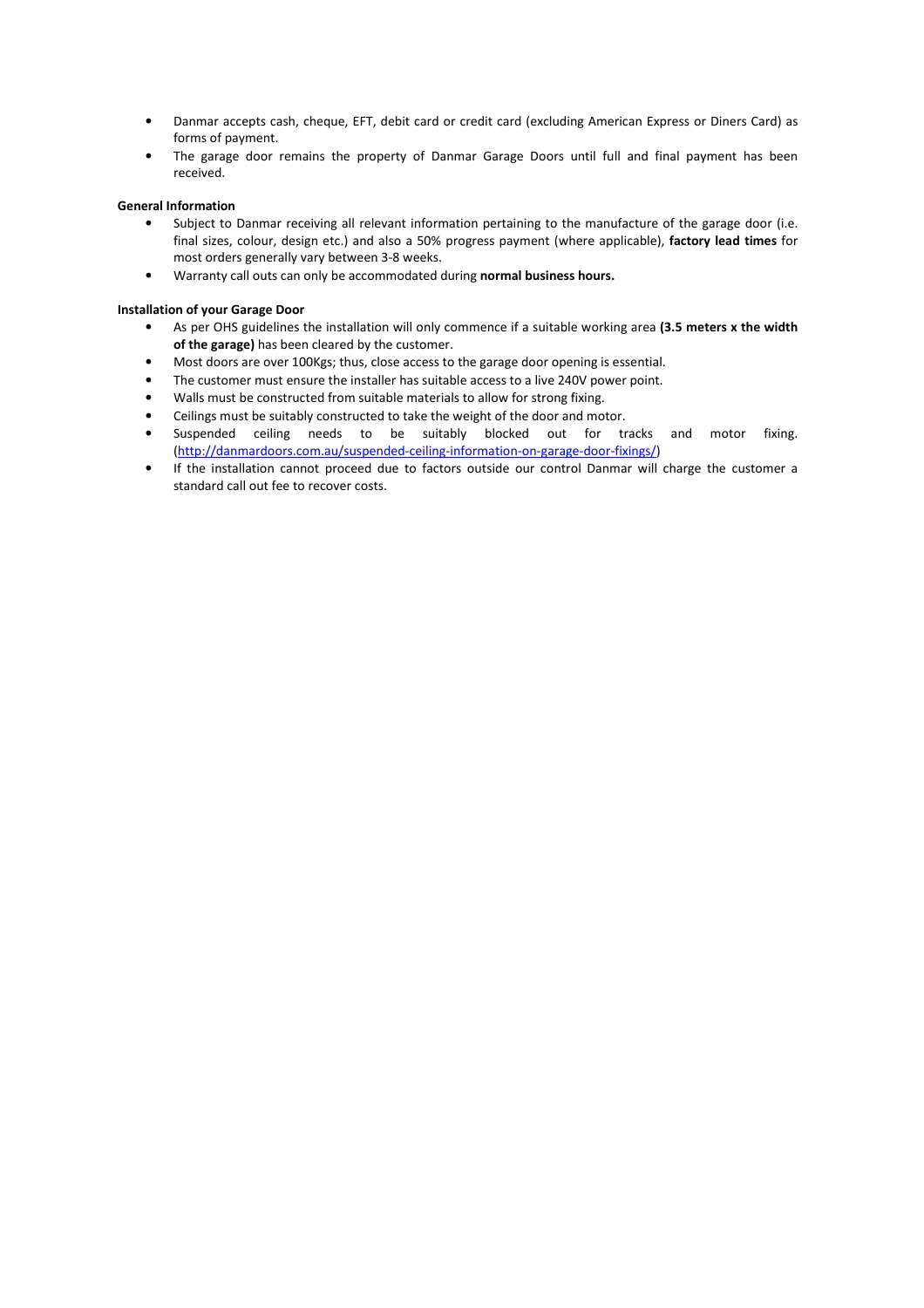- Danmar accepts cash, cheque, EFT, debit card or credit card (excluding American Express or Diners Card) as forms of payment.
- The garage door remains the property of Danmar Garage Doors until full and final payment has been received.

**General Information**

- Subject to Danmar receiving all relevant information pertaining to the manufacture of the garage door (i.e. final sizes, colour, design etc.) and also a 50% progress payment (where applicable), **factory lead times** for most orders generally vary between 3-8 weeks.
- Warranty call outs can only be accommodated during **normal business hours.**

**Installation of your Garage Door**

- As per OHS guidelines the installation will only commence if a suitable working area **(3.5 meters x the width of the garage)** has been cleared by the customer.
- Most doors are over 100Kgs; thus, close access to the garage door opening is essential.
- The customer must ensure the installer has suitable access to a live 240V power point.
- Walls must be constructed from suitable materials to allow for strong fixing.
- Ceilings must be suitably constructed to take the weight of the door and motor.
- Suspended ceiling needs to be suitably blocked out for tracks and motor fixing. ([http://danmardoors.com.au/suspended-ceiling-information-on-garage-door-fixings/](http://danmardoors.com.au/suspended-ceiling-information-on-garage-door-fixings/))
- If the installation cannot proceed due to factors outside our control Danmar will charge the customer a standard call out fee to recover costs.